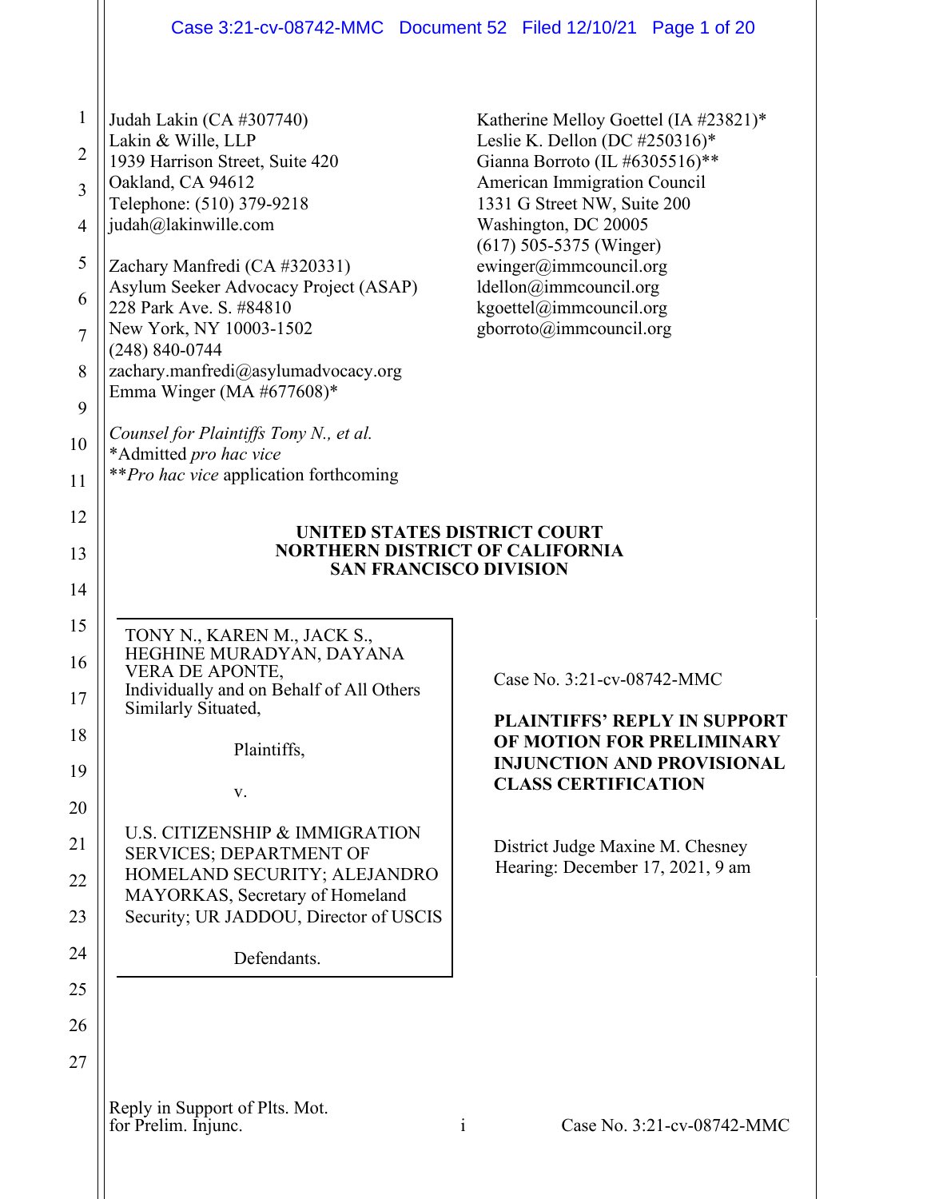Judah Lakin (CA #307740)
Lakin & Wille, LLP
1939 Harrison Street, Suite 420
Oakland, CA 94612
Telephone: (510) 379-9218
judah@lakinwille.com

Zachary Manfredi (CA #320331)
Asylum Seeker Advocacy Project (ASAP)
228 Park Ave. S. #84810
New York, NY 10003-1502
(248) 840-0744
zachary.manfredi@asylumadvocacy.org
Emma Winger (MA #677608)*

Katherine Melloy Goettel (IA #23821)*
Leslie K. Dellon (DC #250316)*
Gianna Borroto (IL #6305516)**
American Immigration Council
1331 G Street NW, Suite 200
Washington, DC 20005
(617) 505-5375 (Winger)
ewinger@immcouncil.org
ldellon@immcouncil.org
kgoettel@immcouncil.org
gborroto@immcouncil.org

*Counsel for Plaintiffs Tony N., et al.*
*Admitted *pro hac vice*
***Pro hac vice* application forthcoming

**UNITED STATES DISTRICT COURT**
**NORTHERN DISTRICT OF CALIFORNIA**
**SAN FRANCISCO DIVISION**

TONY N., KAREN M., JACK S., HEGHINE MURADYAN, DAYANA VERA DE APONTE,
Individually and on Behalf of All Others Similarly Situated,

Plaintiffs,

v.

U.S. CITIZENSHIP & IMMIGRATION SERVICES; DEPARTMENT OF HOMELAND SECURITY; ALEJANDRO MAYORKAS, Secretary of Homeland Security; UR JADDOU, Director of USCIS

Defendants.

Case No. 3:21-cv-08742-MMC

**PLAINTIFFS' REPLY IN SUPPORT OF MOTION FOR PRELIMINARY INJUNCTION AND PROVISIONAL CLASS CERTIFICATION**

District Judge Maxine M. Chesney
Hearing: December 17, 2021, 9 am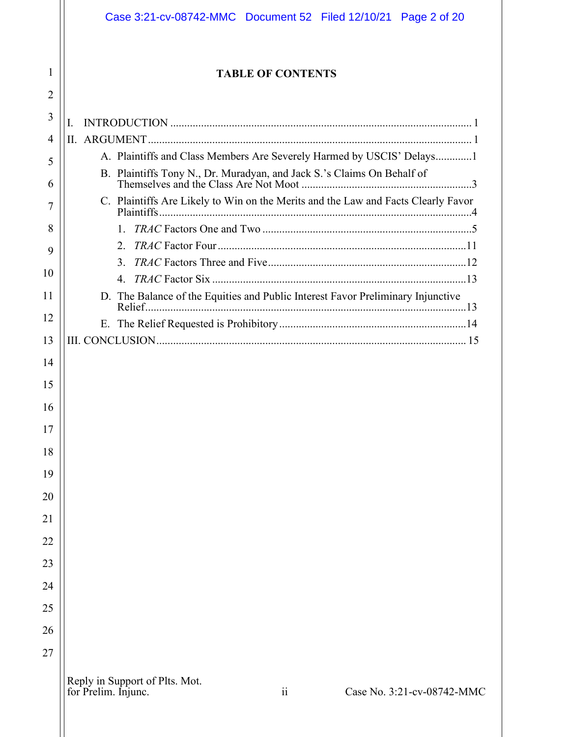# TABLE OF CONTENTS

I. INTRODUCTION ........................................................................................................ 1

II. ARGUMENT ............................................................................................................... 1

- A. Plaintiffs and Class Members Are Severely Harmed by USCIS' Delays............1
- B. Plaintiffs Tony N., Dr. Muradyan, and Jack S.'s Claims On Behalf of Themselves and the Class Are Not Moot ............................................................3
- C. Plaintiffs Are Likely to Win on the Merits and the Law and Facts Clearly Favor Plaintiffs..............................................................................................................4
  1. *TRAC* Factors One and Two ..........................................................................5
  2. *TRAC* Factor Four........................................................................................11
  3. *TRAC* Factors Three and Five......................................................................12
  4. *TRAC* Factor Six ..........................................................................................13
- D. The Balance of the Equities and Public Interest Favor Preliminary Injunctive Relief..................................................................................................................13
- E. The Relief Requested is Prohibitory ..................................................................14

III. CONCLUSION ........................................................................................................ 15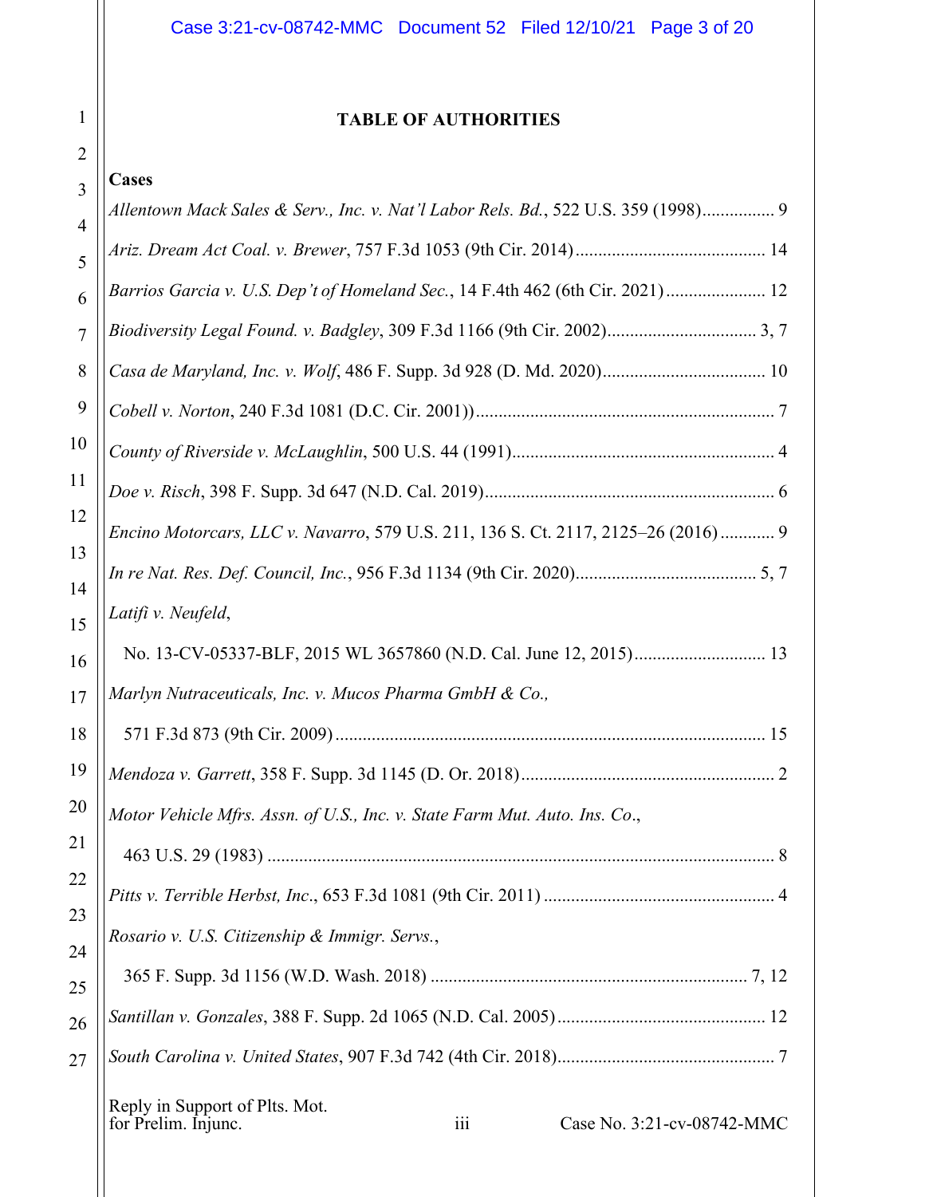## TABLE OF AUTHORITIES

**Cases**

*Allentown Mack Sales & Serv., Inc. v. Nat'l Labor Rels. Bd.*, 522 U.S. 359 (1998)................ 9

*Ariz. Dream Act Coal. v. Brewer*, 757 F.3d 1053 (9th Cir. 2014).......................................... 14

*Barrios Garcia v. U.S. Dep't of Homeland Sec.*, 14 F.4th 462 (6th Cir. 2021)...................... 12

*Biodiversity Legal Found. v. Badgley*, 309 F.3d 1166 (9th Cir. 2002)................................. 3, 7

*Casa de Maryland, Inc. v. Wolf*, 486 F. Supp. 3d 928 (D. Md. 2020).................................... 10

*Cobell v. Norton*, 240 F.3d 1081 (D.C. Cir. 2001)).................................................................. 7

*County of Riverside v. McLaughlin*, 500 U.S. 44 (1991).......................................................... 4

*Doe v. Risch*, 398 F. Supp. 3d 647 (N.D. Cal. 2019)................................................................ 6

*Encino Motorcars, LLC v. Navarro*, 579 U.S. 211, 136 S. Ct. 2117, 2125–26 (2016)............ 9

*In re Nat. Res. Def. Council, Inc.*, 956 F.3d 1134 (9th Cir. 2020)........................................ 5, 7

*Latifi v. Neufeld*,
No. 13-CV-05337-BLF, 2015 WL 3657860 (N.D. Cal. June 12, 2015)............................. 13

*Marlyn Nutraceuticals, Inc. v. Mucos Pharma GmbH & Co.*,
571 F.3d 873 (9th Cir. 2009).............................................................................................. 15

*Mendoza v. Garrett*, 358 F. Supp. 3d 1145 (D. Or. 2018)........................................................ 2

*Motor Vehicle Mfrs. Assn. of U.S., Inc. v. State Farm Mut. Auto. Ins. Co*.,
463 U.S. 29 (1983)................................................................................................................ 8

*Pitts v. Terrible Herbst, Inc*., 653 F.3d 1081 (9th Cir. 2011)................................................... 4

*Rosario v. U.S. Citizenship & Immigr. Servs.*,
365 F. Supp. 3d 1156 (W.D. Wash. 2018)...................................................................... 7, 12

*Santillan v. Gonzales*, 388 F. Supp. 2d 1065 (N.D. Cal. 2005).............................................. 12

*South Carolina v. United States*, 907 F.3d 742 (4th Cir. 2018)................................................ 7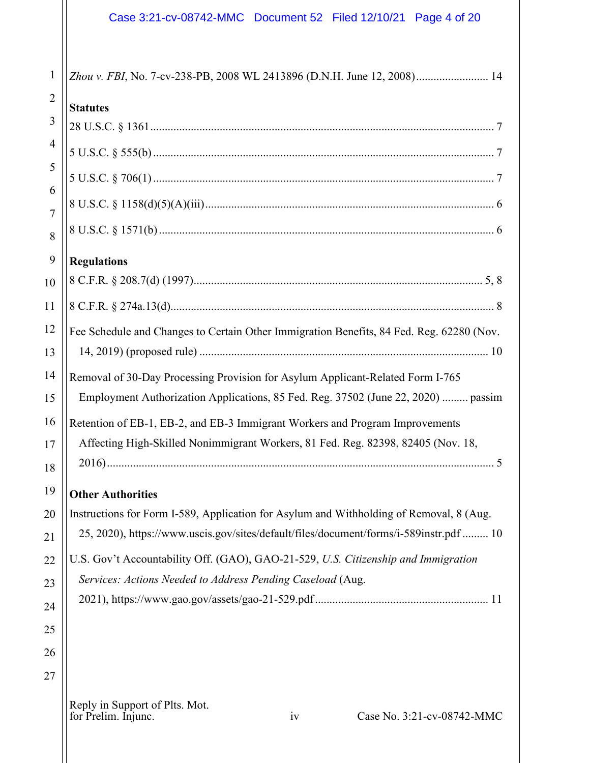*Zhou v. FBI*, No. 7-cv-238-PB, 2008 WL 2413896 (D.N.H. June 12, 2008)......................... 14

**Statutes**

28 U.S.C. § 1361........................................................................................................................ 7

5 U.S.C. § 555(b)........................................................................................................................ 7

5 U.S.C. § 706(1)........................................................................................................................ 7

8 U.S.C. § 1158(d)(5)(A)(iii)...................................................................................................... 6

8 U.S.C. § 1571(b)...................................................................................................................... 6

**Regulations**

8 C.F.R. § 208.7(d) (1997)...................................................................................................... 5, 8

8 C.F.R. § 274a.13(d).................................................................................................................. 8

Fee Schedule and Changes to Certain Other Immigration Benefits, 84 Fed. Reg. 62280 (Nov. 14, 2019) (proposed rule) .................................................................................................... 10

Removal of 30-Day Processing Provision for Asylum Applicant-Related Form I-765 Employment Authorization Applications, 85 Fed. Reg. 37502 (June 22, 2020) ......... passim

Retention of EB-1, EB-2, and EB-3 Immigrant Workers and Program Improvements Affecting High-Skilled Nonimmigrant Workers, 81 Fed. Reg. 82398, 82405 (Nov. 18, 2016)........................................................................................................................................ 5

**Other Authorities**

Instructions for Form I-589, Application for Asylum and Withholding of Removal, 8 (Aug. 25, 2020), https://www.uscis.gov/sites/default/files/document/forms/i-589instr.pdf ......... 10

U.S. Gov't Accountability Off. (GAO), GAO-21-529, *U.S. Citizenship and Immigration Services: Actions Needed to Address Pending Caseload* (Aug. 2021), https://www.gao.gov/assets/gao-21-529.pdf ........................................................... 11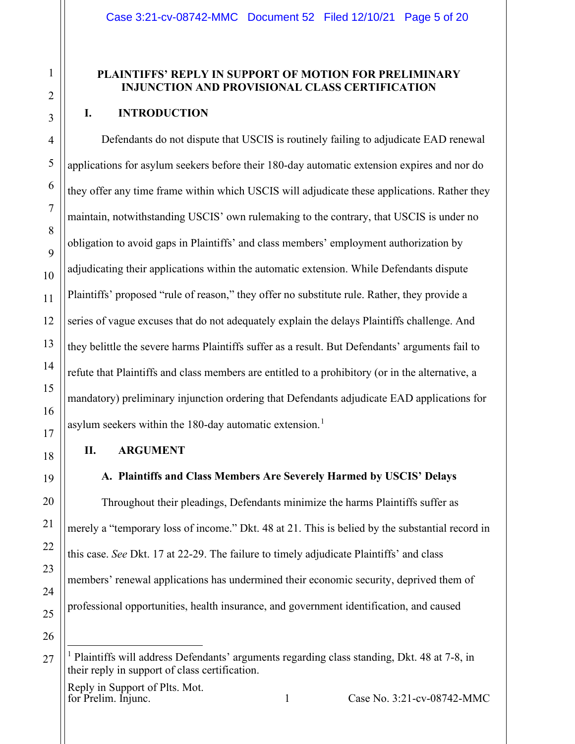**PLAINTIFFS' REPLY IN SUPPORT OF MOTION FOR PRELIMINARY INJUNCTION AND PROVISIONAL CLASS CERTIFICATION**

## I. INTRODUCTION

Defendants do not dispute that USCIS is routinely failing to adjudicate EAD renewal applications for asylum seekers before their 180-day automatic extension expires and nor do they offer any time frame within which USCIS will adjudicate these applications. Rather they maintain, notwithstanding USCIS' own rulemaking to the contrary, that USCIS is under no obligation to avoid gaps in Plaintiffs' and class members' employment authorization by adjudicating their applications within the automatic extension. While Defendants dispute Plaintiffs' proposed "rule of reason," they offer no substitute rule. Rather, they provide a series of vague excuses that do not adequately explain the delays Plaintiffs challenge. And they belittle the severe harms Plaintiffs suffer as a result. But Defendants' arguments fail to refute that Plaintiffs and class members are entitled to a prohibitory (or in the alternative, a mandatory) preliminary injunction ordering that Defendants adjudicate EAD applications for asylum seekers within the 180-day automatic extension.[1]

## II. ARGUMENT

### A. Plaintiffs and Class Members Are Severely Harmed by USCIS' Delays

Throughout their pleadings, Defendants minimize the harms Plaintiffs suffer as merely a "temporary loss of income." Dkt. 48 at 21. This is belied by the substantial record in this case. *See* Dkt. 17 at 22-29. The failure to timely adjudicate Plaintiffs' and class members' renewal applications has undermined their economic security, deprived them of professional opportunities, health insurance, and government identification, and caused

---

[1] Plaintiffs will address Defendants' arguments regarding class standing, Dkt. 48 at 7-8, in their reply in support of class certification.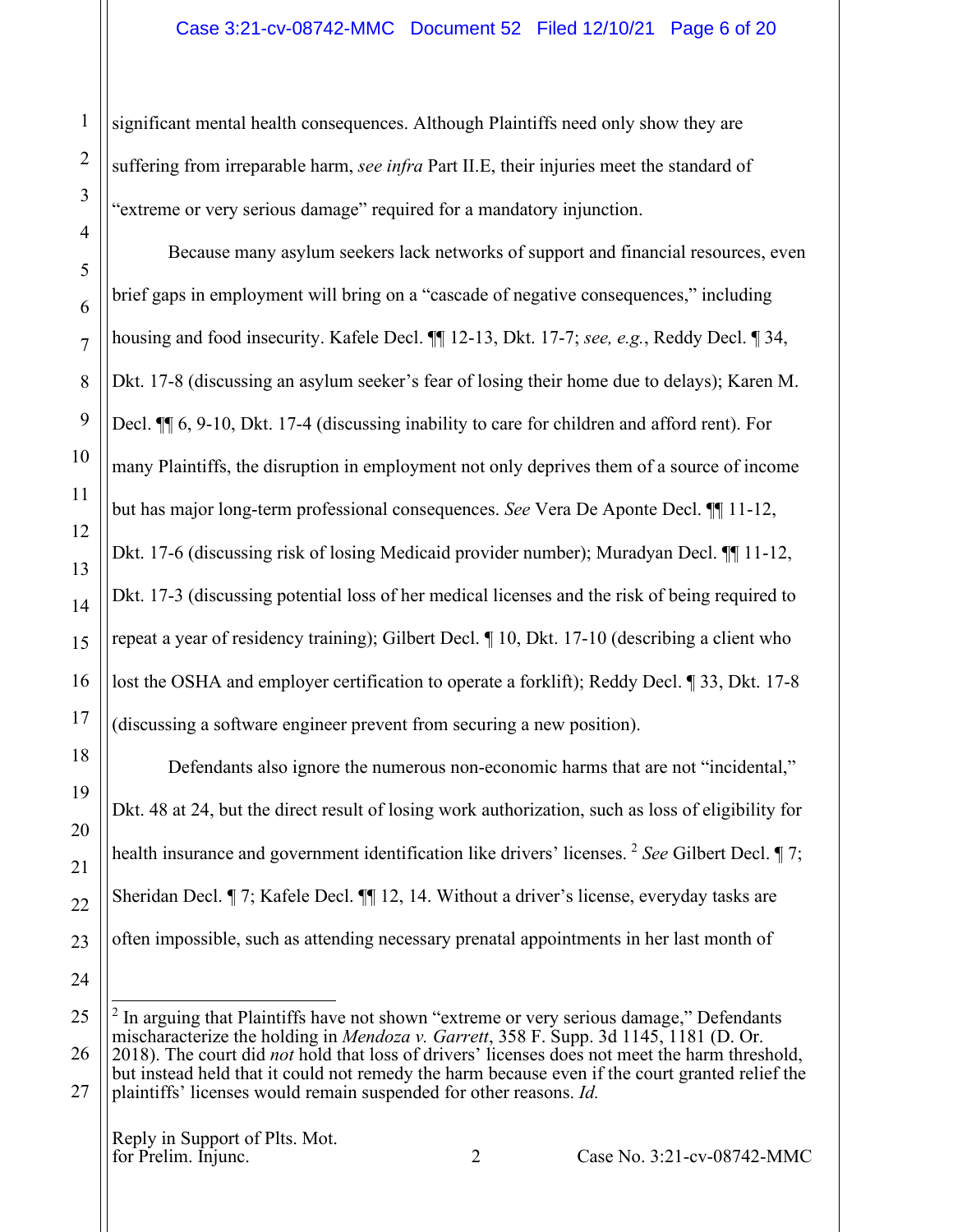significant mental health consequences. Although Plaintiffs need only show they are suffering from irreparable harm, *see infra* Part II.E, their injuries meet the standard of "extreme or very serious damage" required for a mandatory injunction.

Because many asylum seekers lack networks of support and financial resources, even brief gaps in employment will bring on a "cascade of negative consequences," including housing and food insecurity. Kafele Decl. ¶¶ 12-13, Dkt. 17-7; *see, e.g.*, Reddy Decl. ¶ 34, Dkt. 17-8 (discussing an asylum seeker's fear of losing their home due to delays); Karen M. Decl. ¶¶ 6, 9-10, Dkt. 17-4 (discussing inability to care for children and afford rent). For many Plaintiffs, the disruption in employment not only deprives them of a source of income but has major long-term professional consequences. *See* Vera De Aponte Decl. ¶¶ 11-12, Dkt. 17-6 (discussing risk of losing Medicaid provider number); Muradyan Decl. ¶¶ 11-12, Dkt. 17-3 (discussing potential loss of her medical licenses and the risk of being required to repeat a year of residency training); Gilbert Decl. ¶ 10, Dkt. 17-10 (describing a client who lost the OSHA and employer certification to operate a forklift); Reddy Decl. ¶ 33, Dkt. 17-8 (discussing a software engineer prevent from securing a new position).

Defendants also ignore the numerous non-economic harms that are not "incidental," Dkt. 48 at 24, but the direct result of losing work authorization, such as loss of eligibility for health insurance and government identification like drivers' licenses. [2] *See* Gilbert Decl. ¶ 7; Sheridan Decl. ¶ 7; Kafele Decl. ¶¶ 12, 14. Without a driver's license, everyday tasks are often impossible, such as attending necessary prenatal appointments in her last month of

---

[2] In arguing that Plaintiffs have not shown "extreme or very serious damage," Defendants mischaracterize the holding in *Mendoza v. Garrett*, 358 F. Supp. 3d 1145, 1181 (D. Or. 2018). The court did *not* hold that loss of drivers' licenses does not meet the harm threshold, but instead held that it could not remedy the harm because even if the court granted relief the plaintiffs' licenses would remain suspended for other reasons. *Id.*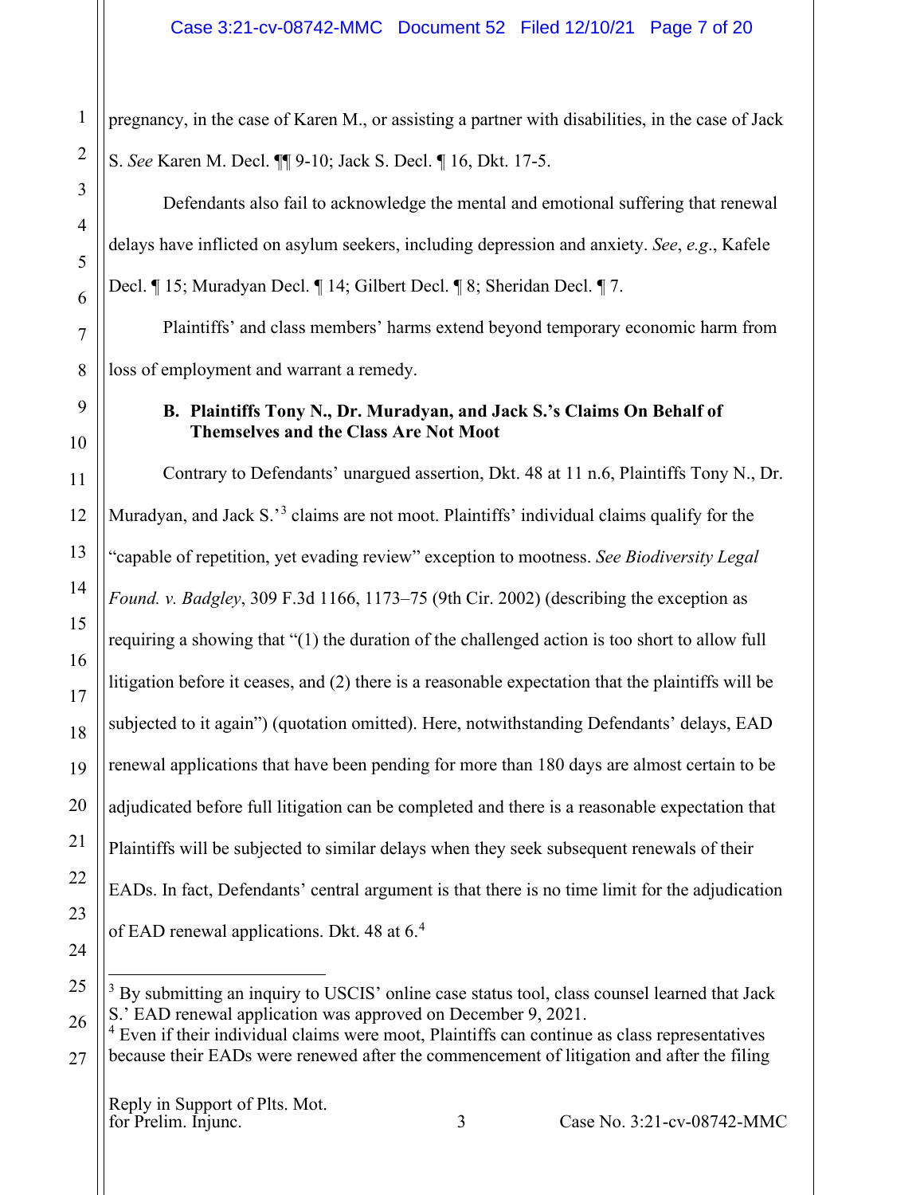pregnancy, in the case of Karen M., or assisting a partner with disabilities, in the case of Jack S. *See* Karen M. Decl. ¶¶ 9-10; Jack S. Decl. ¶ 16, Dkt. 17-5.

Defendants also fail to acknowledge the mental and emotional suffering that renewal delays have inflicted on asylum seekers, including depression and anxiety. *See*, *e.g*., Kafele Decl. ¶ 15; Muradyan Decl. ¶ 14; Gilbert Decl. ¶ 8; Sheridan Decl. ¶ 7.

Plaintiffs' and class members' harms extend beyond temporary economic harm from loss of employment and warrant a remedy.

### B. Plaintiffs Tony N., Dr. Muradyan, and Jack S.'s Claims On Behalf of Themselves and the Class Are Not Moot

Contrary to Defendants' unargued assertion, Dkt. 48 at 11 n.6, Plaintiffs Tony N., Dr. Muradyan, and Jack S.'[3] claims are not moot. Plaintiffs' individual claims qualify for the "capable of repetition, yet evading review" exception to mootness. *See Biodiversity Legal Found. v. Badgley*, 309 F.3d 1166, 1173–75 (9th Cir. 2002) (describing the exception as requiring a showing that "(1) the duration of the challenged action is too short to allow full litigation before it ceases, and (2) there is a reasonable expectation that the plaintiffs will be subjected to it again") (quotation omitted). Here, notwithstanding Defendants' delays, EAD renewal applications that have been pending for more than 180 days are almost certain to be adjudicated before full litigation can be completed and there is a reasonable expectation that Plaintiffs will be subjected to similar delays when they seek subsequent renewals of their EADs. In fact, Defendants' central argument is that there is no time limit for the adjudication of EAD renewal applications. Dkt. 48 at 6.[4]

---

[3] By submitting an inquiry to USCIS' online case status tool, class counsel learned that Jack S.' EAD renewal application was approved on December 9, 2021.

[4] Even if their individual claims were moot, Plaintiffs can continue as class representatives because their EADs were renewed after the commencement of litigation and after the filing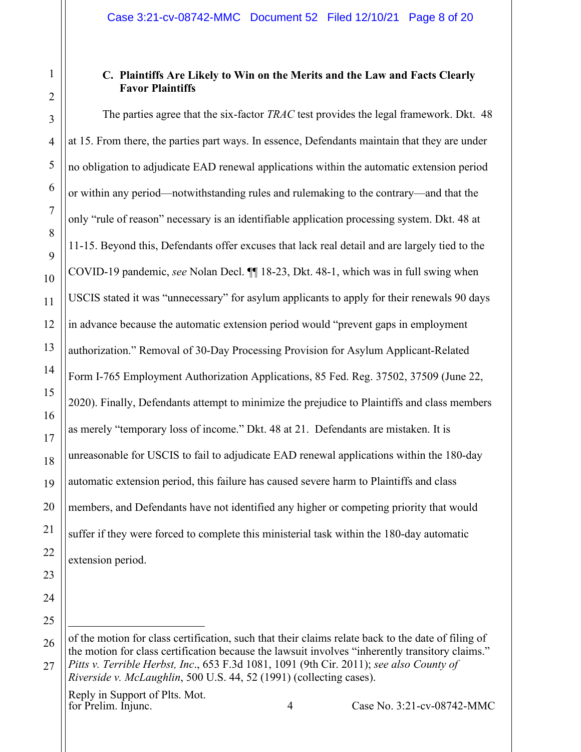### C. Plaintiffs Are Likely to Win on the Merits and the Law and Facts Clearly Favor Plaintiffs

The parties agree that the six-factor *TRAC* test provides the legal framework. Dkt. 48 at 15. From there, the parties part ways. In essence, Defendants maintain that they are under no obligation to adjudicate EAD renewal applications within the automatic extension period or within any period—notwithstanding rules and rulemaking to the contrary—and that the only "rule of reason" necessary is an identifiable application processing system. Dkt. 48 at 11-15. Beyond this, Defendants offer excuses that lack real detail and are largely tied to the COVID-19 pandemic, *see* Nolan Decl. ¶¶ 18-23, Dkt. 48-1, which was in full swing when USCIS stated it was "unnecessary" for asylum applicants to apply for their renewals 90 days in advance because the automatic extension period would "prevent gaps in employment authorization." Removal of 30-Day Processing Provision for Asylum Applicant-Related Form I-765 Employment Authorization Applications, 85 Fed. Reg. 37502, 37509 (June 22, 2020). Finally, Defendants attempt to minimize the prejudice to Plaintiffs and class members as merely "temporary loss of income." Dkt. 48 at 21. Defendants are mistaken. It is unreasonable for USCIS to fail to adjudicate EAD renewal applications within the 180-day automatic extension period, this failure has caused severe harm to Plaintiffs and class members, and Defendants have not identified any higher or competing priority that would suffer if they were forced to complete this ministerial task within the 180-day automatic extension period.

---

of the motion for class certification, such that their claims relate back to the date of filing of the motion for class certification because the lawsuit involves "inherently transitory claims." *Pitts v. Terrible Herbst, Inc*., 653 F.3d 1081, 1091 (9th Cir. 2011); *see also County of Riverside v. McLaughlin*, 500 U.S. 44, 52 (1991) (collecting cases).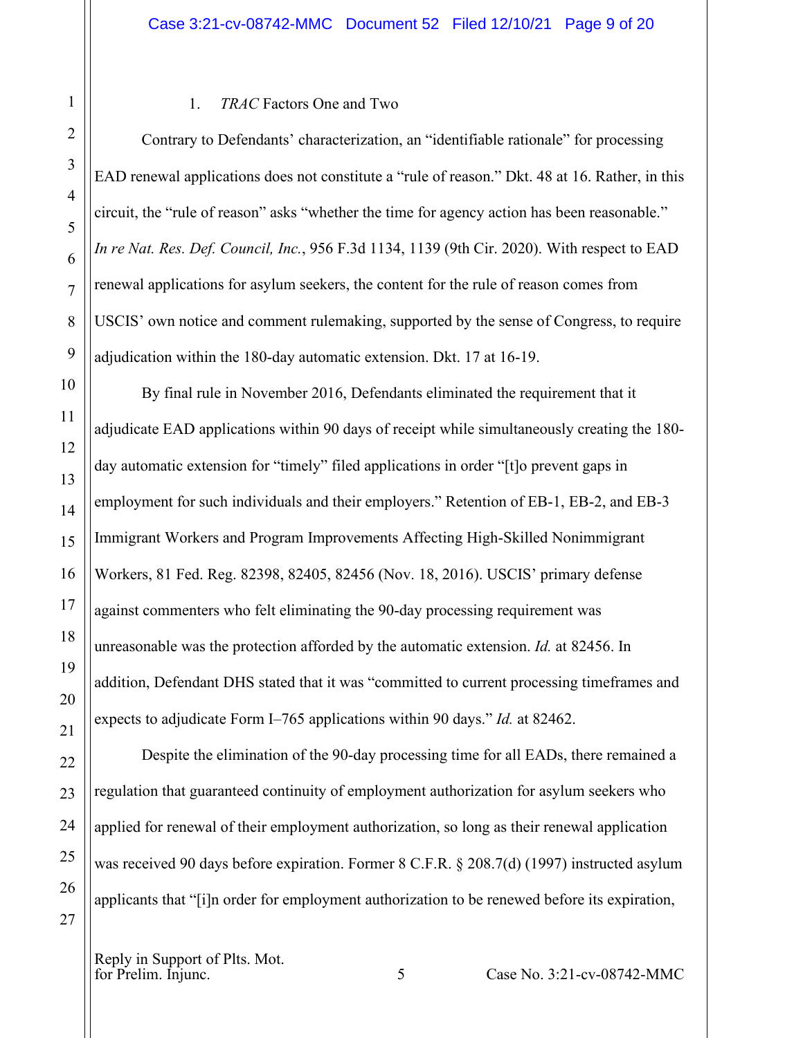1. *TRAC* Factors One and Two

Contrary to Defendants' characterization, an "identifiable rationale" for processing EAD renewal applications does not constitute a "rule of reason." Dkt. 48 at 16. Rather, in this circuit, the "rule of reason" asks "whether the time for agency action has been reasonable." *In re Nat. Res. Def. Council, Inc.*, 956 F.3d 1134, 1139 (9th Cir. 2020). With respect to EAD renewal applications for asylum seekers, the content for the rule of reason comes from USCIS' own notice and comment rulemaking, supported by the sense of Congress, to require adjudication within the 180-day automatic extension. Dkt. 17 at 16-19.

By final rule in November 2016, Defendants eliminated the requirement that it adjudicate EAD applications within 90 days of receipt while simultaneously creating the 180-day automatic extension for "timely" filed applications in order "[t]o prevent gaps in employment for such individuals and their employers." Retention of EB-1, EB-2, and EB-3 Immigrant Workers and Program Improvements Affecting High-Skilled Nonimmigrant Workers, 81 Fed. Reg. 82398, 82405, 82456 (Nov. 18, 2016). USCIS' primary defense against commenters who felt eliminating the 90-day processing requirement was unreasonable was the protection afforded by the automatic extension. *Id.* at 82456. In addition, Defendant DHS stated that it was "committed to current processing timeframes and expects to adjudicate Form I–765 applications within 90 days." *Id.* at 82462.

Despite the elimination of the 90-day processing time for all EADs, there remained a regulation that guaranteed continuity of employment authorization for asylum seekers who applied for renewal of their employment authorization, so long as their renewal application was received 90 days before expiration. Former 8 C.F.R. § 208.7(d) (1997) instructed asylum applicants that "[i]n order for employment authorization to be renewed before its expiration,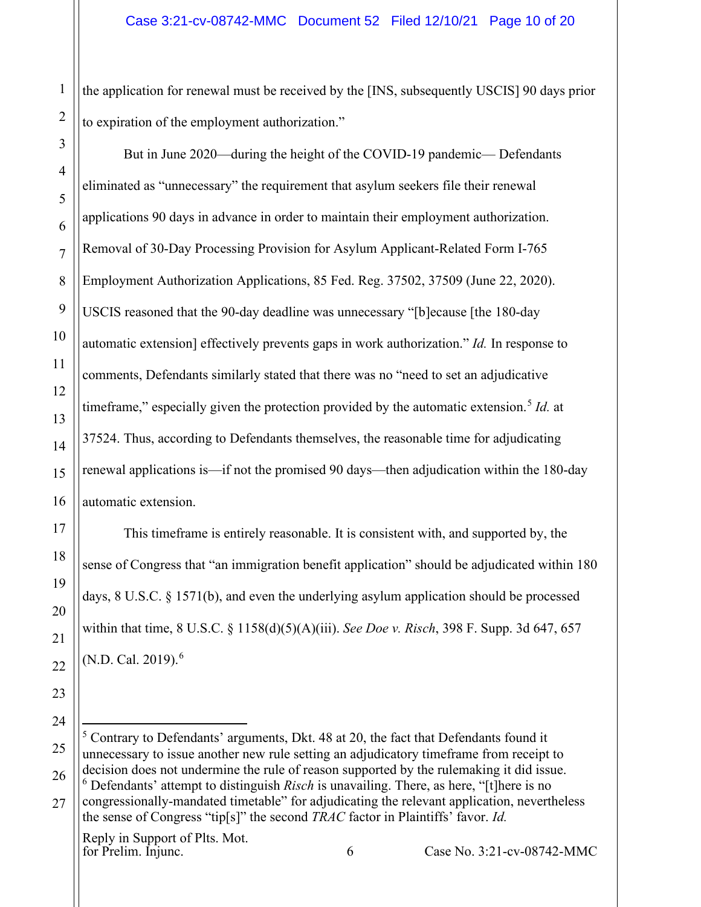the application for renewal must be received by the [INS, subsequently USCIS] 90 days prior to expiration of the employment authorization."

But in June 2020—during the height of the COVID-19 pandemic— Defendants eliminated as "unnecessary" the requirement that asylum seekers file their renewal applications 90 days in advance in order to maintain their employment authorization. Removal of 30-Day Processing Provision for Asylum Applicant-Related Form I-765 Employment Authorization Applications, 85 Fed. Reg. 37502, 37509 (June 22, 2020). USCIS reasoned that the 90-day deadline was unnecessary "[b]ecause [the 180-day automatic extension] effectively prevents gaps in work authorization." *Id.* In response to comments, Defendants similarly stated that there was no "need to set an adjudicative timeframe," especially given the protection provided by the automatic extension.[5] *Id.* at 37524. Thus, according to Defendants themselves, the reasonable time for adjudicating renewal applications is—if not the promised 90 days—then adjudication within the 180-day automatic extension.

This timeframe is entirely reasonable. It is consistent with, and supported by, the sense of Congress that "an immigration benefit application" should be adjudicated within 180 days, 8 U.S.C. § 1571(b), and even the underlying asylum application should be processed within that time, 8 U.S.C. § 1158(d)(5)(A)(iii). *See Doe v. Risch*, 398 F. Supp. 3d 647, 657 (N.D. Cal. 2019).[6]

---

[5] Contrary to Defendants' arguments, Dkt. 48 at 20, the fact that Defendants found it unnecessary to issue another new rule setting an adjudicatory timeframe from receipt to decision does not undermine the rule of reason supported by the rulemaking it did issue.

[6] Defendants' attempt to distinguish *Risch* is unavailing. There, as here, "[t]here is no congressionally-mandated timetable" for adjudicating the relevant application, nevertheless the sense of Congress "tip[s]" the second *TRAC* factor in Plaintiffs' favor. *Id.*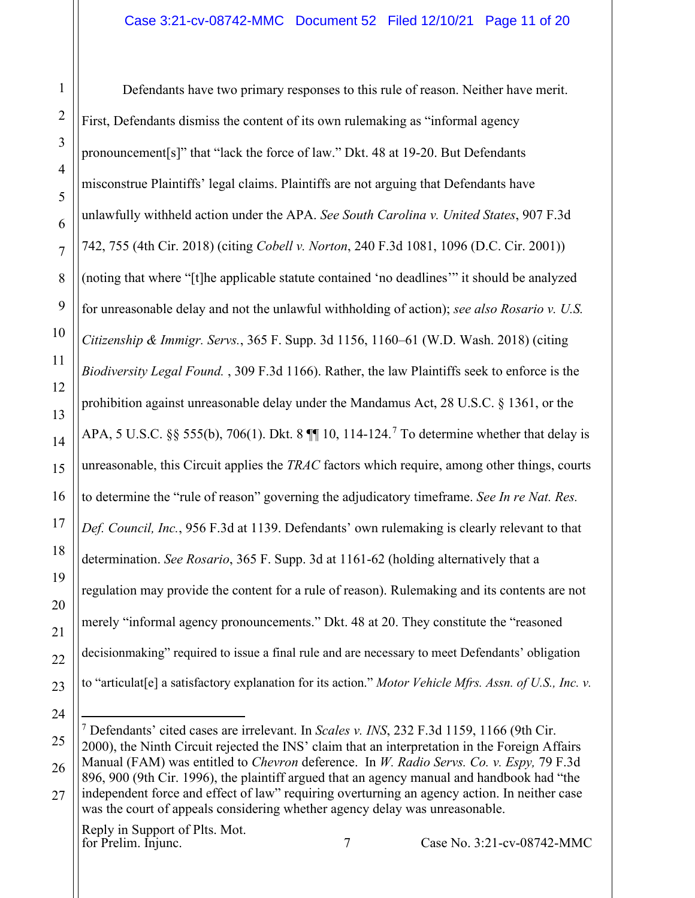Defendants have two primary responses to this rule of reason. Neither have merit. First, Defendants dismiss the content of its own rulemaking as "informal agency pronouncement[s]" that "lack the force of law." Dkt. 48 at 19-20. But Defendants misconstrue Plaintiffs' legal claims. Plaintiffs are not arguing that Defendants have unlawfully withheld action under the APA. *See South Carolina v. United States*, 907 F.3d 742, 755 (4th Cir. 2018) (citing *Cobell v. Norton*, 240 F.3d 1081, 1096 (D.C. Cir. 2001)) (noting that where "[t]he applicable statute contained 'no deadlines'" it should be analyzed for unreasonable delay and not the unlawful withholding of action); *see also Rosario v. U.S. Citizenship & Immigr. Servs.*, 365 F. Supp. 3d 1156, 1160–61 (W.D. Wash. 2018) (citing *Biodiversity Legal Found.* , 309 F.3d 1166). Rather, the law Plaintiffs seek to enforce is the prohibition against unreasonable delay under the Mandamus Act, 28 U.S.C. § 1361, or the APA, 5 U.S.C. §§ 555(b), 706(1). Dkt. 8 ¶¶ 10, 114-124.[7] To determine whether that delay is unreasonable, this Circuit applies the *TRAC* factors which require, among other things, courts to determine the "rule of reason" governing the adjudicatory timeframe. *See In re Nat. Res. Def. Council, Inc.*, 956 F.3d at 1139. Defendants' own rulemaking is clearly relevant to that determination. *See Rosario*, 365 F. Supp. 3d at 1161-62 (holding alternatively that a regulation may provide the content for a rule of reason). Rulemaking and its contents are not merely "informal agency pronouncements." Dkt. 48 at 20. They constitute the "reasoned decisionmaking" required to issue a final rule and are necessary to meet Defendants' obligation to "articulat[e] a satisfactory explanation for its action." *Motor Vehicle Mfrs. Assn. of U.S., Inc. v.*

---

[7] Defendants' cited cases are irrelevant. In *Scales v. INS*, 232 F.3d 1159, 1166 (9th Cir. 2000), the Ninth Circuit rejected the INS' claim that an interpretation in the Foreign Affairs Manual (FAM) was entitled to *Chevron* deference. In *W. Radio Servs. Co. v. Espy,* 79 F.3d 896, 900 (9th Cir. 1996), the plaintiff argued that an agency manual and handbook had "the independent force and effect of law" requiring overturning an agency action. In neither case was the court of appeals considering whether agency delay was unreasonable.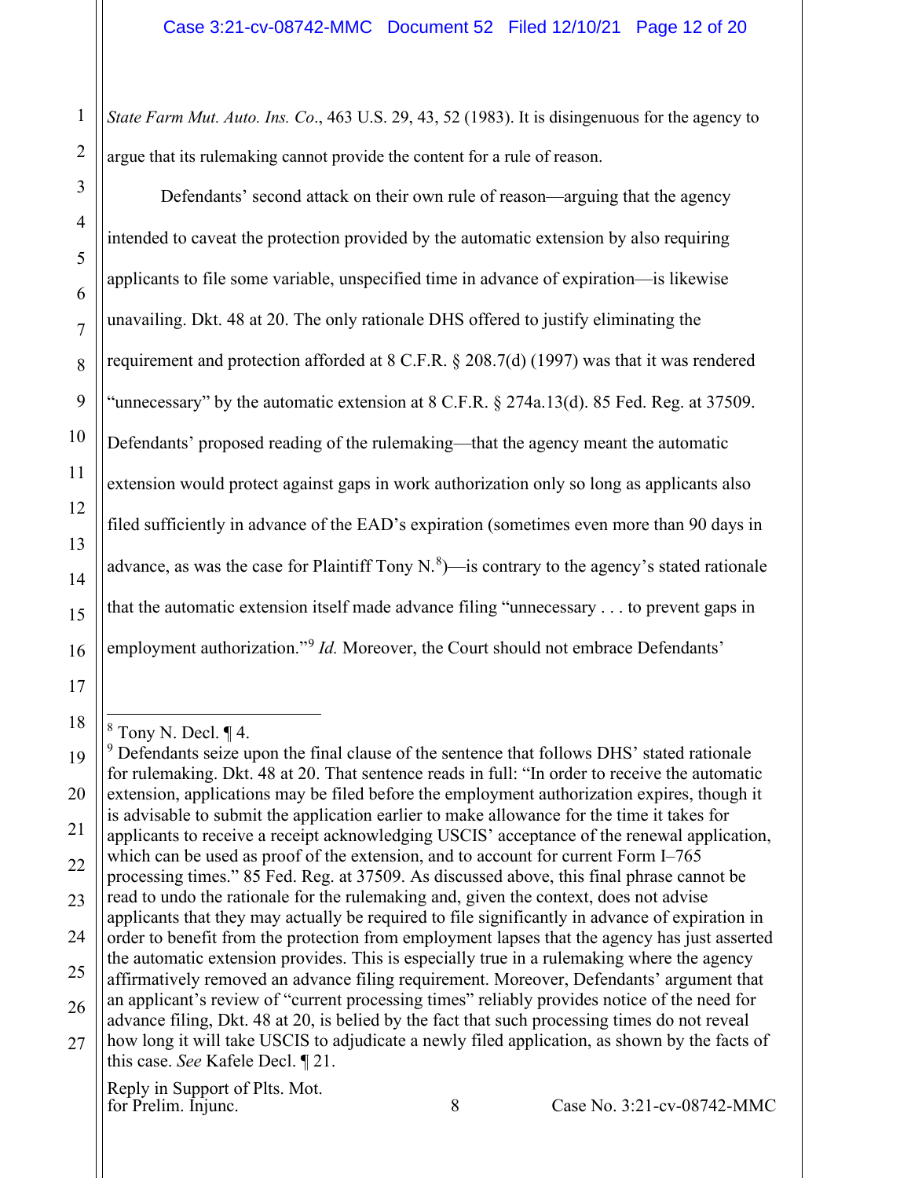*State Farm Mut. Auto. Ins. Co*., 463 U.S. 29, 43, 52 (1983). It is disingenuous for the agency to argue that its rulemaking cannot provide the content for a rule of reason.

Defendants' second attack on their own rule of reason—arguing that the agency intended to caveat the protection provided by the automatic extension by also requiring applicants to file some variable, unspecified time in advance of expiration—is likewise unavailing. Dkt. 48 at 20. The only rationale DHS offered to justify eliminating the requirement and protection afforded at 8 C.F.R. § 208.7(d) (1997) was that it was rendered "unnecessary" by the automatic extension at 8 C.F.R. § 274a.13(d). 85 Fed. Reg. at 37509. Defendants' proposed reading of the rulemaking—that the agency meant the automatic extension would protect against gaps in work authorization only so long as applicants also filed sufficiently in advance of the EAD's expiration (sometimes even more than 90 days in advance, as was the case for Plaintiff Tony N.[8])—is contrary to the agency's stated rationale that the automatic extension itself made advance filing "unnecessary . . . to prevent gaps in employment authorization."[9] *Id.* Moreover, the Court should not embrace Defendants'

---

[8] Tony N. Decl. ¶ 4.

[9] Defendants seize upon the final clause of the sentence that follows DHS' stated rationale for rulemaking. Dkt. 48 at 20. That sentence reads in full: "In order to receive the automatic extension, applications may be filed before the employment authorization expires, though it is advisable to submit the application earlier to make allowance for the time it takes for applicants to receive a receipt acknowledging USCIS' acceptance of the renewal application, which can be used as proof of the extension, and to account for current Form I–765 processing times." 85 Fed. Reg. at 37509. As discussed above, this final phrase cannot be read to undo the rationale for the rulemaking and, given the context, does not advise applicants that they may actually be required to file significantly in advance of expiration in order to benefit from the protection from employment lapses that the agency has just asserted the automatic extension provides. This is especially true in a rulemaking where the agency affirmatively removed an advance filing requirement. Moreover, Defendants' argument that an applicant's review of "current processing times" reliably provides notice of the need for advance filing, Dkt. 48 at 20, is belied by the fact that such processing times do not reveal how long it will take USCIS to adjudicate a newly filed application, as shown by the facts of this case. *See* Kafele Decl. ¶ 21.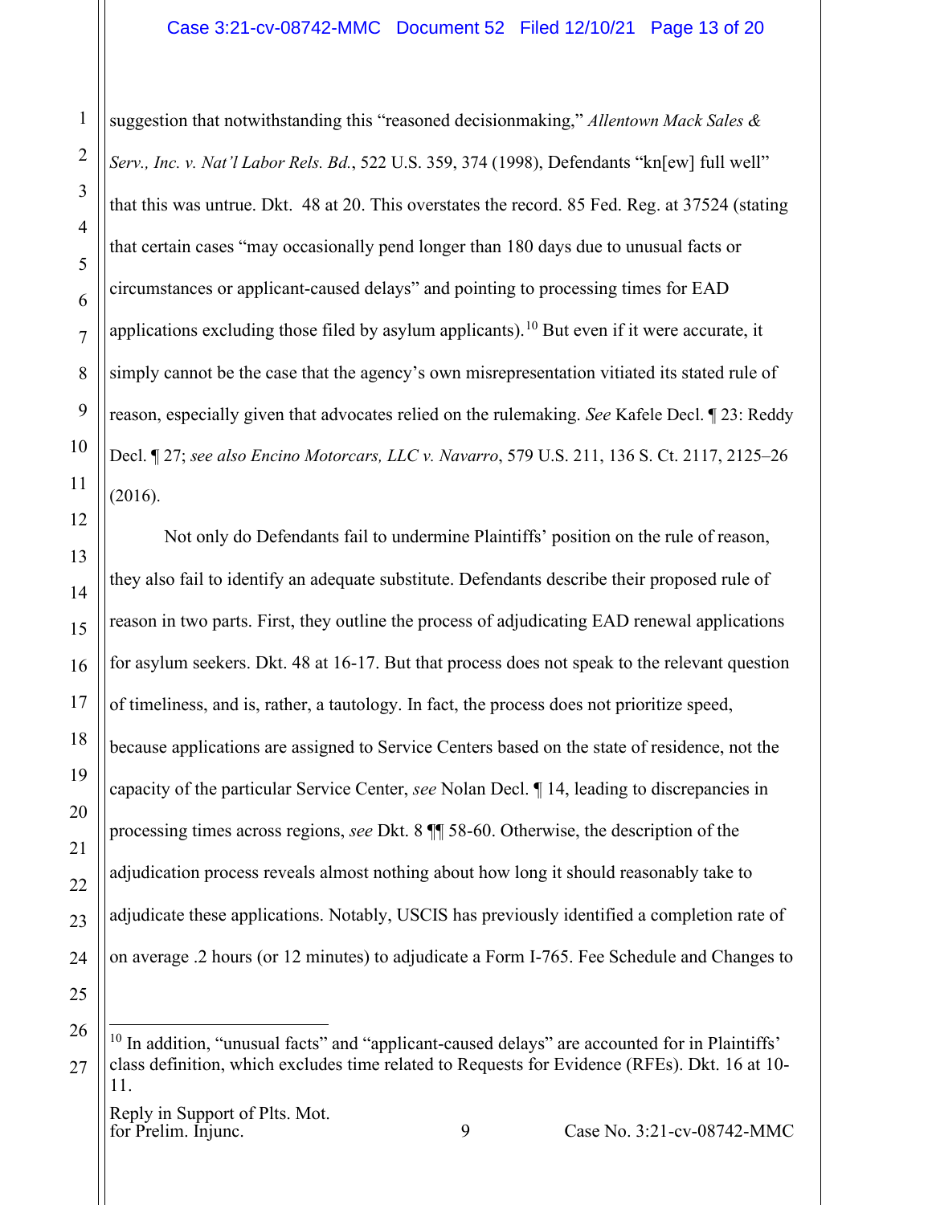suggestion that notwithstanding this "reasoned decisionmaking," *Allentown Mack Sales & Serv., Inc. v. Nat'l Labor Rels. Bd.*, 522 U.S. 359, 374 (1998), Defendants "kn[ew] full well" that this was untrue. Dkt. 48 at 20. This overstates the record. 85 Fed. Reg. at 37524 (stating that certain cases "may occasionally pend longer than 180 days due to unusual facts or circumstances or applicant-caused delays" and pointing to processing times for EAD applications excluding those filed by asylum applicants).[10] But even if it were accurate, it simply cannot be the case that the agency's own misrepresentation vitiated its stated rule of reason, especially given that advocates relied on the rulemaking. *See* Kafele Decl. ¶ 23: Reddy Decl. ¶ 27; *see also Encino Motorcars, LLC v. Navarro*, 579 U.S. 211, 136 S. Ct. 2117, 2125–26 (2016).

Not only do Defendants fail to undermine Plaintiffs' position on the rule of reason, they also fail to identify an adequate substitute. Defendants describe their proposed rule of reason in two parts. First, they outline the process of adjudicating EAD renewal applications for asylum seekers. Dkt. 48 at 16-17. But that process does not speak to the relevant question of timeliness, and is, rather, a tautology. In fact, the process does not prioritize speed, because applications are assigned to Service Centers based on the state of residence, not the capacity of the particular Service Center, *see* Nolan Decl. ¶ 14, leading to discrepancies in processing times across regions, *see* Dkt. 8 ¶¶ 58-60. Otherwise, the description of the adjudication process reveals almost nothing about how long it should reasonably take to adjudicate these applications. Notably, USCIS has previously identified a completion rate of on average .2 hours (or 12 minutes) to adjudicate a Form I-765. Fee Schedule and Changes to

---

[10] In addition, "unusual facts" and "applicant-caused delays" are accounted for in Plaintiffs' class definition, which excludes time related to Requests for Evidence (RFEs). Dkt. 16 at 10-11.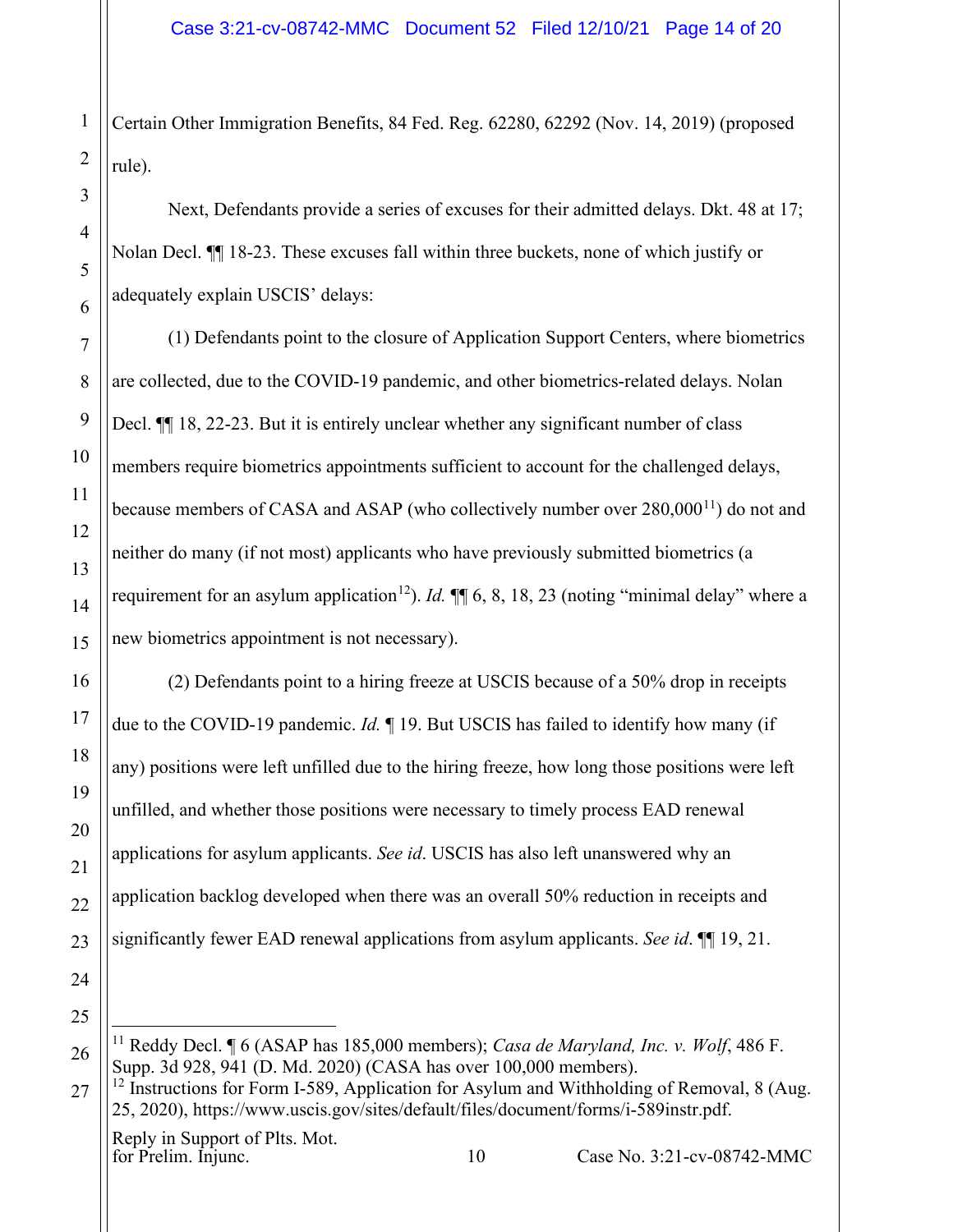Certain Other Immigration Benefits, 84 Fed. Reg. 62280, 62292 (Nov. 14, 2019) (proposed rule).

Next, Defendants provide a series of excuses for their admitted delays. Dkt. 48 at 17; Nolan Decl. ¶¶ 18-23. These excuses fall within three buckets, none of which justify or adequately explain USCIS' delays:

(1) Defendants point to the closure of Application Support Centers, where biometrics are collected, due to the COVID-19 pandemic, and other biometrics-related delays. Nolan Decl. ¶¶ 18, 22-23. But it is entirely unclear whether any significant number of class members require biometrics appointments sufficient to account for the challenged delays, because members of CASA and ASAP (who collectively number over 280,000[11]) do not and neither do many (if not most) applicants who have previously submitted biometrics (a requirement for an asylum application[12]). *Id.* ¶¶ 6, 8, 18, 23 (noting "minimal delay" where a new biometrics appointment is not necessary).

(2) Defendants point to a hiring freeze at USCIS because of a 50% drop in receipts due to the COVID-19 pandemic. *Id.* ¶ 19. But USCIS has failed to identify how many (if any) positions were left unfilled due to the hiring freeze, how long those positions were left unfilled, and whether those positions were necessary to timely process EAD renewal applications for asylum applicants. *See id*. USCIS has also left unanswered why an application backlog developed when there was an overall 50% reduction in receipts and significantly fewer EAD renewal applications from asylum applicants. *See id*. ¶¶ 19, 21.

---

[11] Reddy Decl. ¶ 6 (ASAP has 185,000 members); *Casa de Maryland, Inc. v. Wolf*, 486 F. Supp. 3d 928, 941 (D. Md. 2020) (CASA has over 100,000 members).

[12] Instructions for Form I-589, Application for Asylum and Withholding of Removal, 8 (Aug. 25, 2020), https://www.uscis.gov/sites/default/files/document/forms/i-589instr.pdf.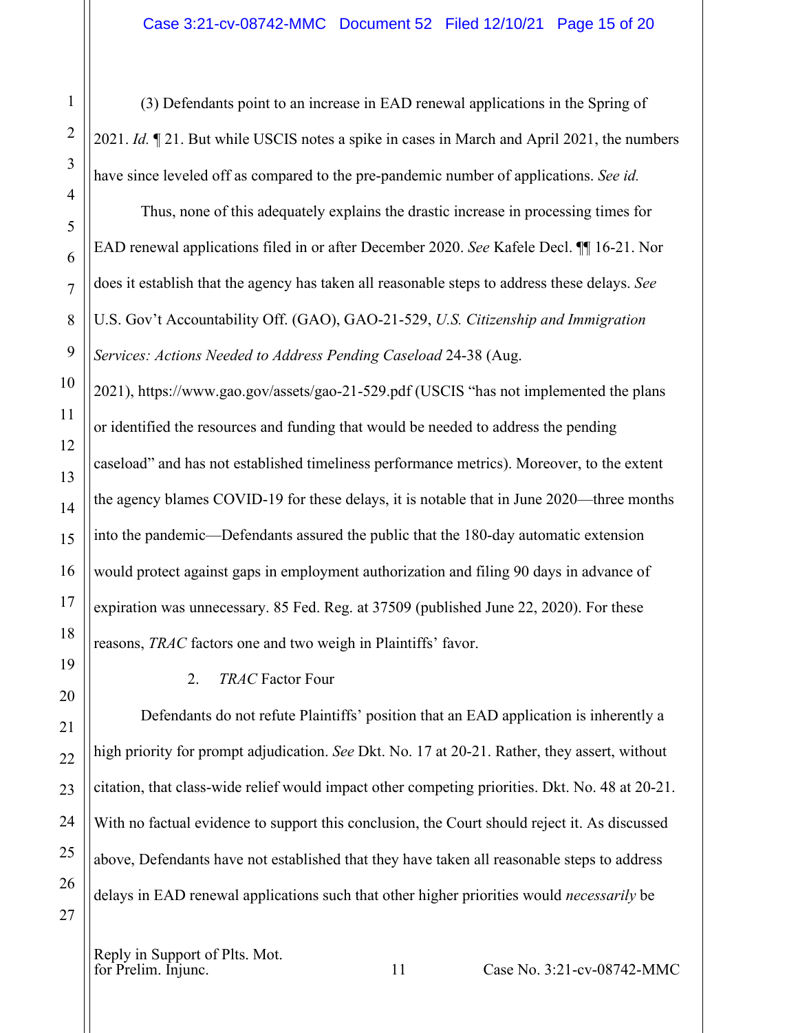(3) Defendants point to an increase in EAD renewal applications in the Spring of 2021. *Id.* ¶ 21. But while USCIS notes a spike in cases in March and April 2021, the numbers have since leveled off as compared to the pre-pandemic number of applications. *See id.*

Thus, none of this adequately explains the drastic increase in processing times for EAD renewal applications filed in or after December 2020. *See* Kafele Decl. ¶¶ 16-21. Nor does it establish that the agency has taken all reasonable steps to address these delays. *See* U.S. Gov't Accountability Off. (GAO), GAO-21-529, *U.S. Citizenship and Immigration Services: Actions Needed to Address Pending Caseload* 24-38 (Aug. 2021), https://www.gao.gov/assets/gao-21-529.pdf (USCIS "has not implemented the plans or identified the resources and funding that would be needed to address the pending caseload" and has not established timeliness performance metrics). Moreover, to the extent the agency blames COVID-19 for these delays, it is notable that in June 2020—three months into the pandemic—Defendants assured the public that the 180-day automatic extension would protect against gaps in employment authorization and filing 90 days in advance of expiration was unnecessary. 85 Fed. Reg. at 37509 (published June 22, 2020). For these reasons, *TRAC* factors one and two weigh in Plaintiffs' favor.

2. *TRAC* Factor Four

Defendants do not refute Plaintiffs' position that an EAD application is inherently a high priority for prompt adjudication. *See* Dkt. No. 17 at 20-21. Rather, they assert, without citation, that class-wide relief would impact other competing priorities. Dkt. No. 48 at 20-21. With no factual evidence to support this conclusion, the Court should reject it. As discussed above, Defendants have not established that they have taken all reasonable steps to address delays in EAD renewal applications such that other higher priorities would *necessarily* be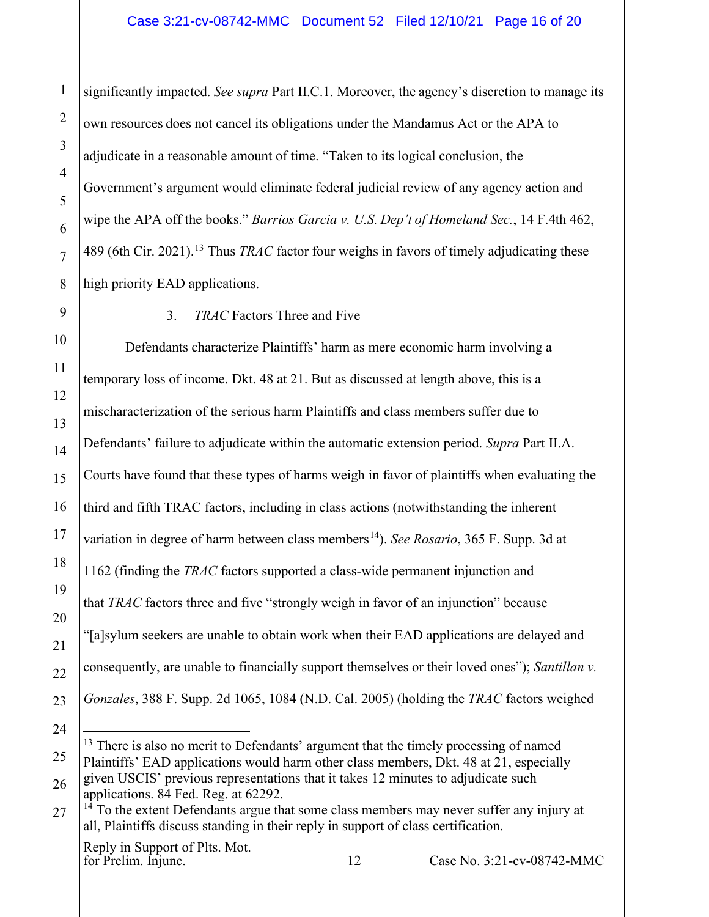significantly impacted. *See supra* Part II.C.1. Moreover, the agency's discretion to manage its own resources does not cancel its obligations under the Mandamus Act or the APA to adjudicate in a reasonable amount of time. "Taken to its logical conclusion, the Government's argument would eliminate federal judicial review of any agency action and wipe the APA off the books." *Barrios Garcia v. U.S. Dep't of Homeland Sec.*, 14 F.4th 462, 489 (6th Cir. 2021).[13] Thus *TRAC* factor four weighs in favors of timely adjudicating these high priority EAD applications.

### 3. *TRAC* Factors Three and Five

Defendants characterize Plaintiffs' harm as mere economic harm involving a temporary loss of income. Dkt. 48 at 21. But as discussed at length above, this is a mischaracterization of the serious harm Plaintiffs and class members suffer due to Defendants' failure to adjudicate within the automatic extension period. *Supra* Part II.A. Courts have found that these types of harms weigh in favor of plaintiffs when evaluating the third and fifth TRAC factors, including in class actions (notwithstanding the inherent variation in degree of harm between class members[14]). *See Rosario*, 365 F. Supp. 3d at 1162 (finding the *TRAC* factors supported a class-wide permanent injunction and that *TRAC* factors three and five "strongly weigh in favor of an injunction" because "[a]sylum seekers are unable to obtain work when their EAD applications are delayed and consequently, are unable to financially support themselves or their loved ones"); *Santillan v. Gonzales*, 388 F. Supp. 2d 1065, 1084 (N.D. Cal. 2005) (holding the *TRAC* factors weighed

---

[13] There is also no merit to Defendants' argument that the timely processing of named Plaintiffs' EAD applications would harm other class members, Dkt. 48 at 21, especially given USCIS' previous representations that it takes 12 minutes to adjudicate such applications. 84 Fed. Reg. at 62292.

[14] To the extent Defendants argue that some class members may never suffer any injury at all, Plaintiffs discuss standing in their reply in support of class certification.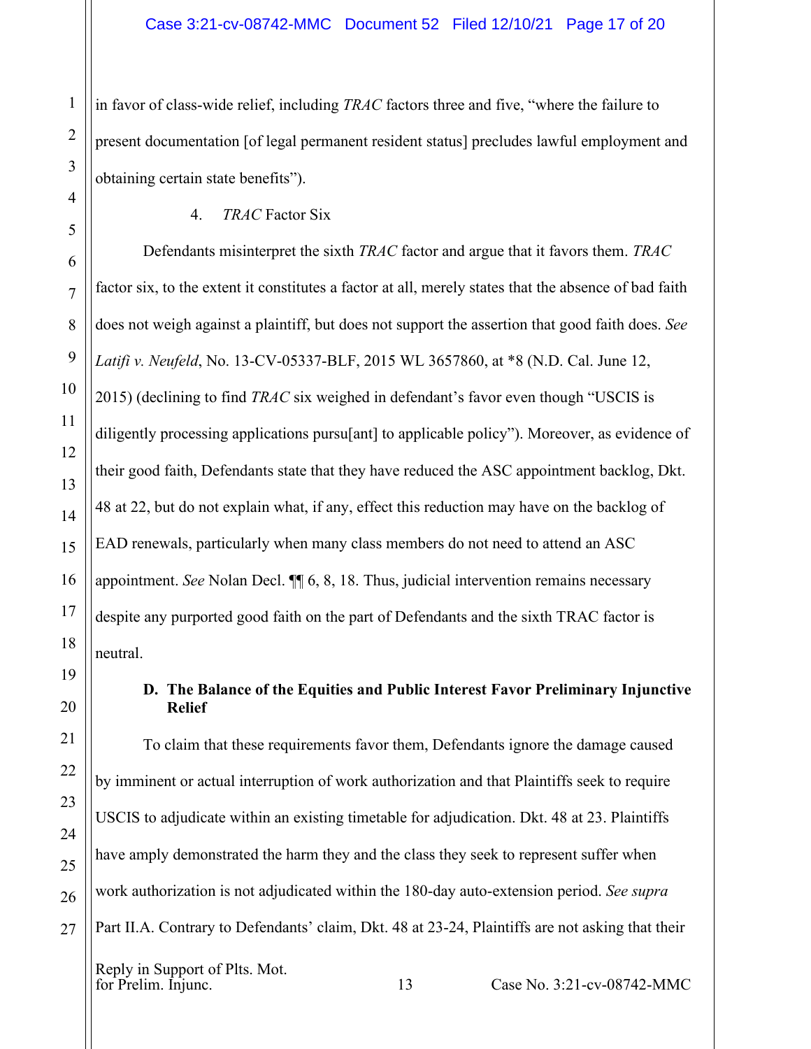in favor of class-wide relief, including *TRAC* factors three and five, "where the failure to present documentation [of legal permanent resident status] precludes lawful employment and obtaining certain state benefits").

4. *TRAC* Factor Six

Defendants misinterpret the sixth *TRAC* factor and argue that it favors them. *TRAC* factor six, to the extent it constitutes a factor at all, merely states that the absence of bad faith does not weigh against a plaintiff, but does not support the assertion that good faith does. *See Latifi v. Neufeld*, No. 13-CV-05337-BLF, 2015 WL 3657860, at *8 (N.D. Cal. June 12, 2015) (declining to find *TRAC* six weighed in defendant's favor even though "USCIS is diligently processing applications pursu[ant] to applicable policy"). Moreover, as evidence of their good faith, Defendants state that they have reduced the ASC appointment backlog, Dkt. 48 at 22, but do not explain what, if any, effect this reduction may have on the backlog of EAD renewals, particularly when many class members do not need to attend an ASC appointment. *See* Nolan Decl. ¶¶ 6, 8, 18. Thus, judicial intervention remains necessary despite any purported good faith on the part of Defendants and the sixth TRAC factor is neutral.

**D. The Balance of the Equities and Public Interest Favor Preliminary Injunctive Relief**

To claim that these requirements favor them, Defendants ignore the damage caused by imminent or actual interruption of work authorization and that Plaintiffs seek to require USCIS to adjudicate within an existing timetable for adjudication. Dkt. 48 at 23. Plaintiffs have amply demonstrated the harm they and the class they seek to represent suffer when work authorization is not adjudicated within the 180-day auto-extension period. *See supra* Part II.A. Contrary to Defendants' claim, Dkt. 48 at 23-24, Plaintiffs are not asking that their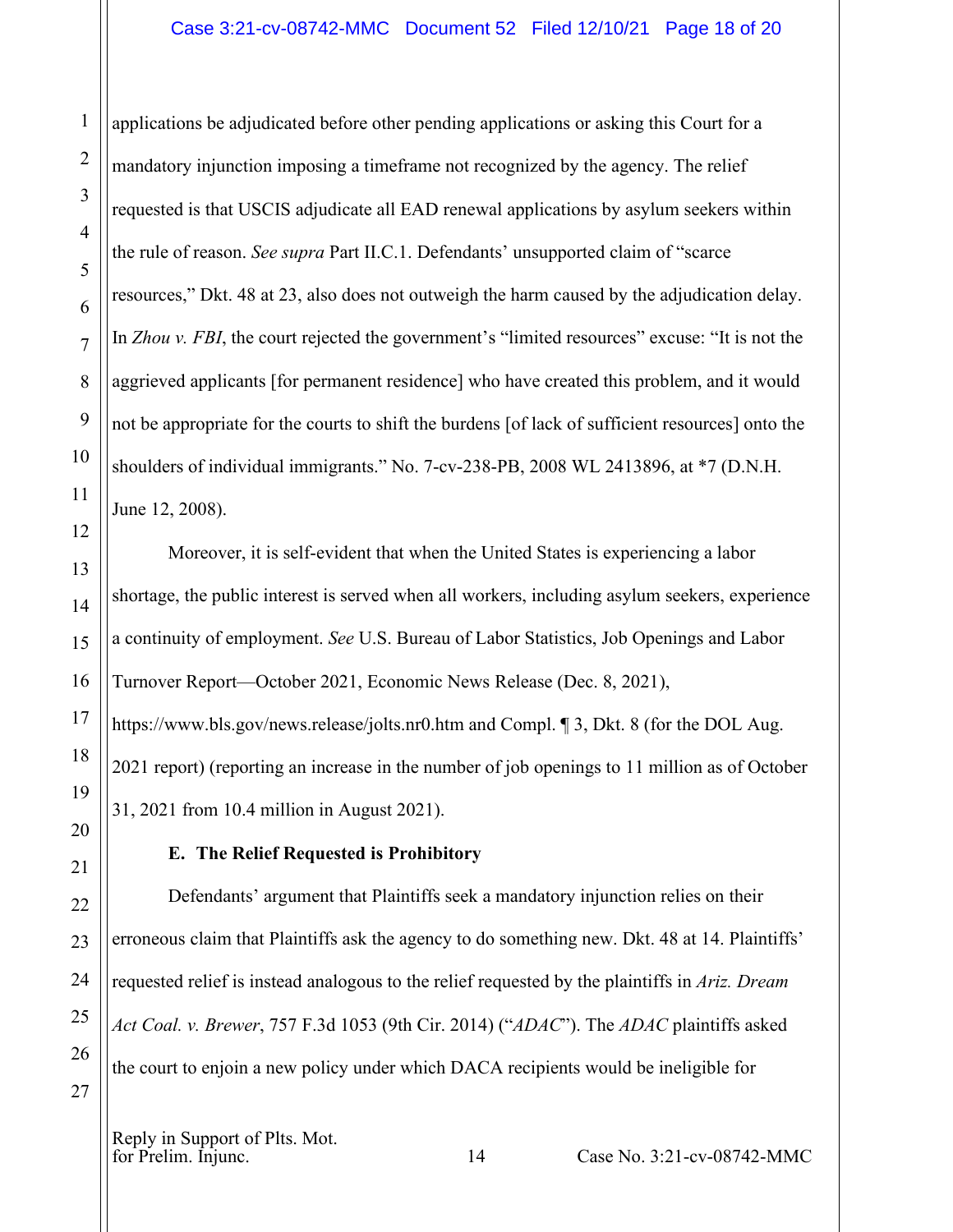applications be adjudicated before other pending applications or asking this Court for a mandatory injunction imposing a timeframe not recognized by the agency. The relief requested is that USCIS adjudicate all EAD renewal applications by asylum seekers within the rule of reason. *See supra* Part II.C.1. Defendants' unsupported claim of "scarce resources," Dkt. 48 at 23, also does not outweigh the harm caused by the adjudication delay. In *Zhou v. FBI*, the court rejected the government's "limited resources" excuse: "It is not the aggrieved applicants [for permanent residence] who have created this problem, and it would not be appropriate for the courts to shift the burdens [of lack of sufficient resources] onto the shoulders of individual immigrants." No. 7-cv-238-PB, 2008 WL 2413896, at *7 (D.N.H. June 12, 2008).

Moreover, it is self-evident that when the United States is experiencing a labor shortage, the public interest is served when all workers, including asylum seekers, experience a continuity of employment. *See* U.S. Bureau of Labor Statistics, Job Openings and Labor Turnover Report—October 2021, Economic News Release (Dec. 8, 2021), https://www.bls.gov/news.release/jolts.nr0.htm and Compl. ¶ 3, Dkt. 8 (for the DOL Aug. 2021 report) (reporting an increase in the number of job openings to 11 million as of October 31, 2021 from 10.4 million in August 2021).

### E. The Relief Requested is Prohibitory

Defendants' argument that Plaintiffs seek a mandatory injunction relies on their erroneous claim that Plaintiffs ask the agency to do something new. Dkt. 48 at 14. Plaintiffs' requested relief is instead analogous to the relief requested by the plaintiffs in *Ariz. Dream Act Coal. v. Brewer*, 757 F.3d 1053 (9th Cir. 2014) ("*ADAC*"). The *ADAC* plaintiffs asked the court to enjoin a new policy under which DACA recipients would be ineligible for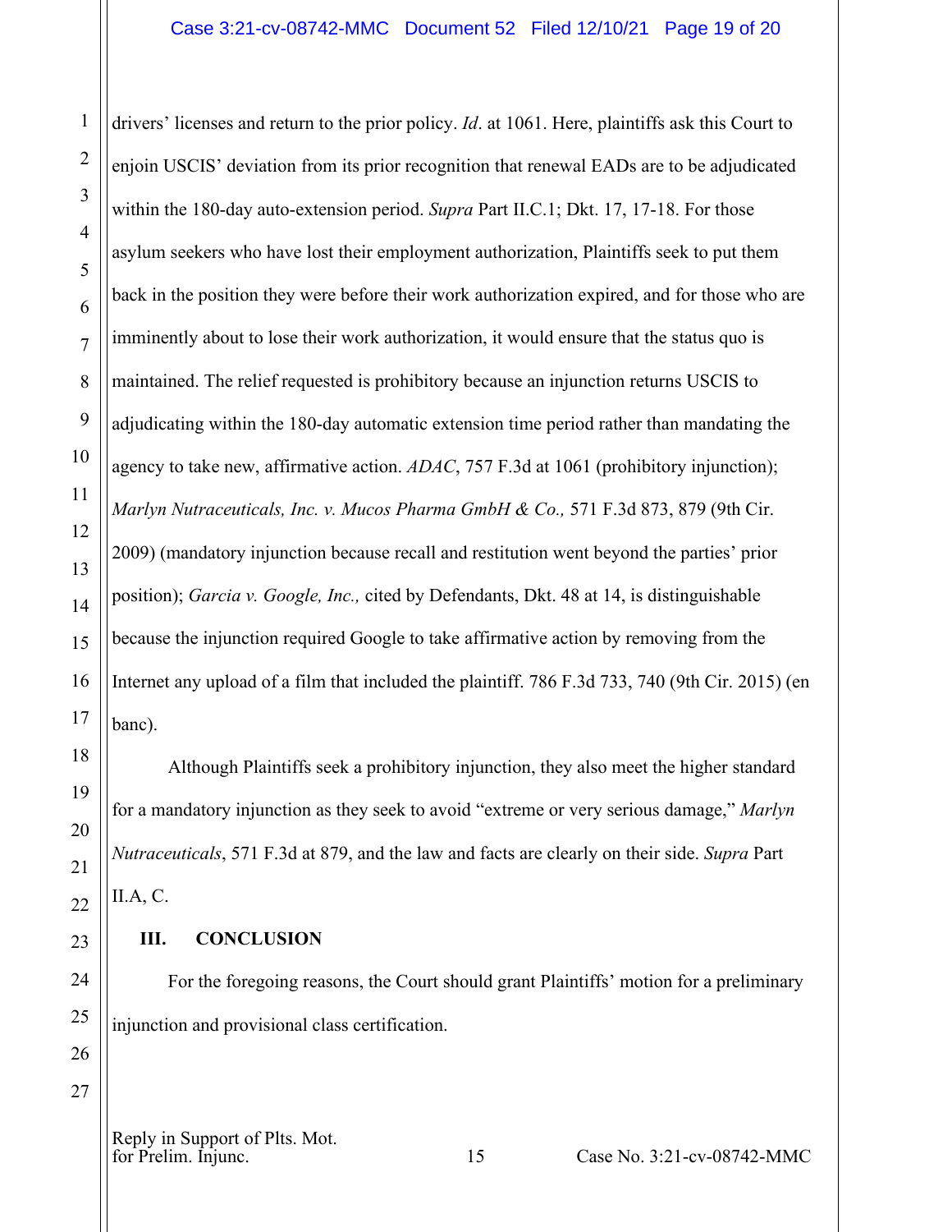drivers' licenses and return to the prior policy. *Id*. at 1061. Here, plaintiffs ask this Court to enjoin USCIS' deviation from its prior recognition that renewal EADs are to be adjudicated within the 180-day auto-extension period. *Supra* Part II.C.1; Dkt. 17, 17-18. For those asylum seekers who have lost their employment authorization, Plaintiffs seek to put them back in the position they were before their work authorization expired, and for those who are imminently about to lose their work authorization, it would ensure that the status quo is maintained. The relief requested is prohibitory because an injunction returns USCIS to adjudicating within the 180-day automatic extension time period rather than mandating the agency to take new, affirmative action. *ADAC*, 757 F.3d at 1061 (prohibitory injunction); *Marlyn Nutraceuticals, Inc. v. Mucos Pharma GmbH & Co.,* 571 F.3d 873, 879 (9th Cir. 2009) (mandatory injunction because recall and restitution went beyond the parties' prior position); *Garcia v. Google, Inc.,* cited by Defendants, Dkt. 48 at 14, is distinguishable because the injunction required Google to take affirmative action by removing from the Internet any upload of a film that included the plaintiff. 786 F.3d 733, 740 (9th Cir. 2015) (en banc).

Although Plaintiffs seek a prohibitory injunction, they also meet the higher standard for a mandatory injunction as they seek to avoid "extreme or very serious damage," *Marlyn Nutraceuticals*, 571 F.3d at 879, and the law and facts are clearly on their side. *Supra* Part II.A, C.

## III. CONCLUSION

For the foregoing reasons, the Court should grant Plaintiffs' motion for a preliminary injunction and provisional class certification.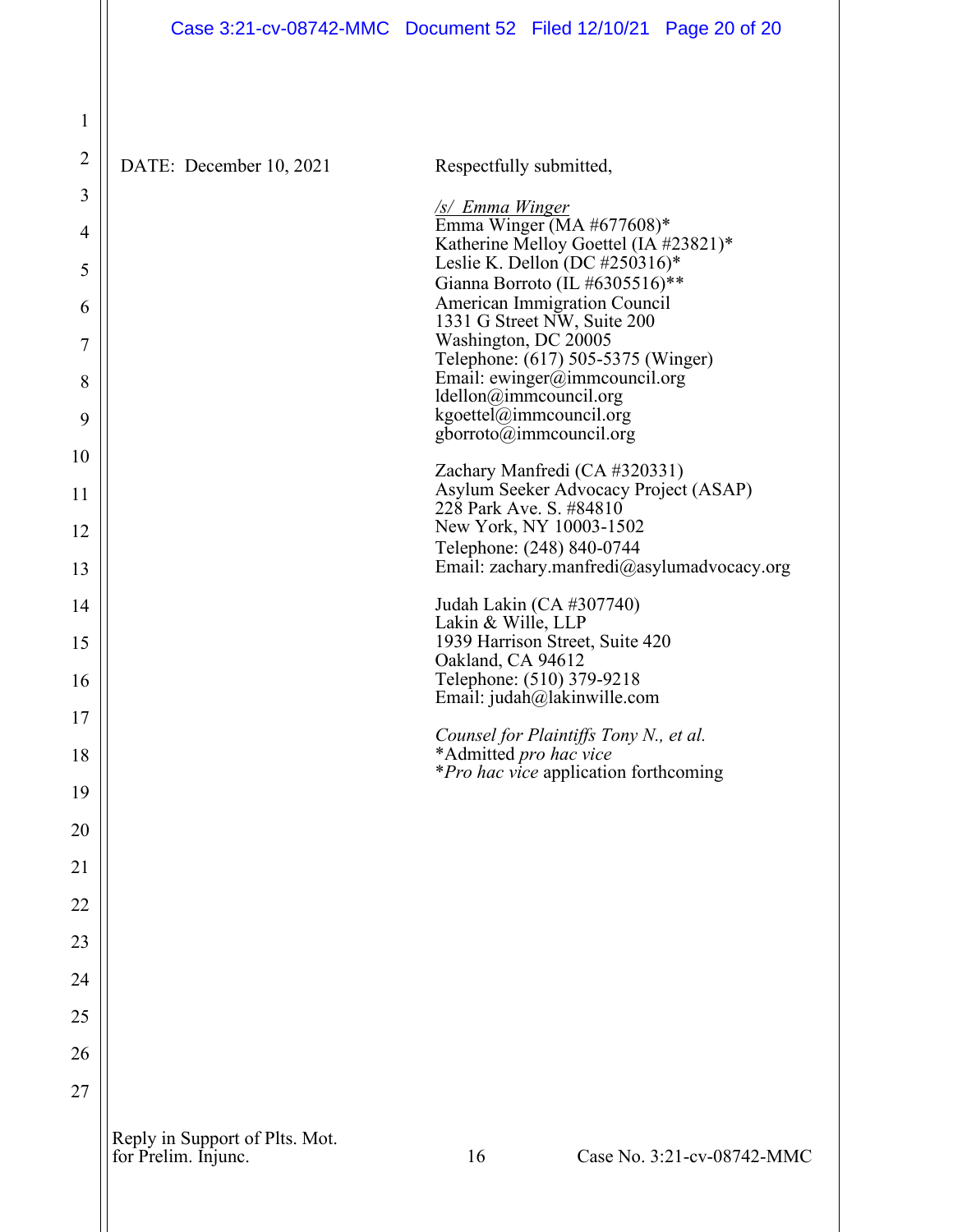DATE: December 10, 2021

Respectfully submitted,

/s/ Emma Winger
Emma Winger (MA #677608)*
Katherine Melloy Goettel (IA #23821)*
Leslie K. Dellon (DC #250316)*
Gianna Borroto (IL #6305516)**
American Immigration Council
1331 G Street NW, Suite 200
Washington, DC 20005
Telephone: (617) 505-5375 (Winger)
Email: ewinger@immcouncil.org
ldellon@immcouncil.org
kgoettel@immcouncil.org
gborroto@immcouncil.org

Zachary Manfredi (CA #320331)
Asylum Seeker Advocacy Project (ASAP)
228 Park Ave. S. #84810
New York, NY 10003-1502
Telephone: (248) 840-0744
Email: zachary.manfredi@asylumadvocacy.org

Judah Lakin (CA #307740)
Lakin & Wille, LLP
1939 Harrison Street, Suite 420
Oakland, CA 94612
Telephone: (510) 379-9218
Email: judah@lakinwille.com

*Counsel for Plaintiffs Tony N., et al.*
*Admitted *pro hac vice*
**Pro hac vice* application forthcoming